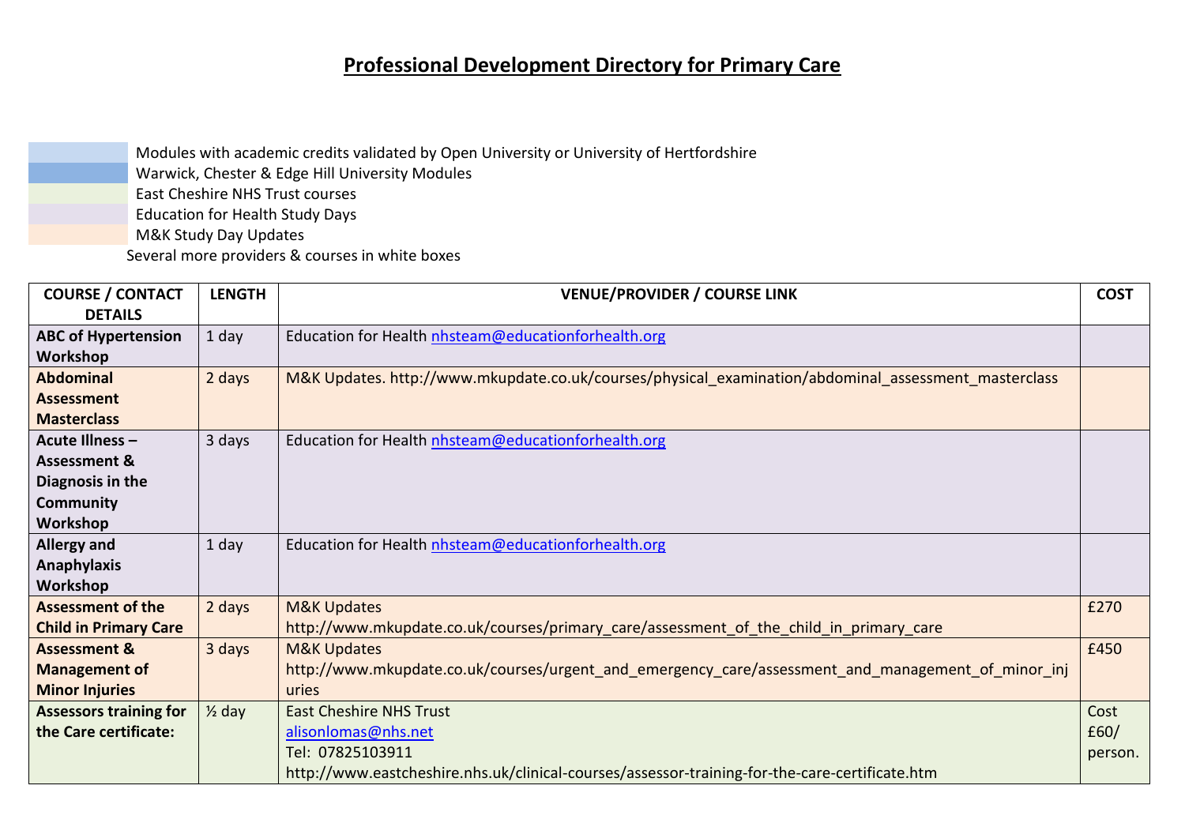# Professional Development Directory for Primary Care

Modules with academic credits validated by Open University or University of Hertfordshire

Warwick, Chester & Edge Hill University Modules

East Cheshire NHS Trust courses

Education for Health Study Days

M&K Study Day Updates

Several more providers & courses in white boxes

| COURSE / CONTACT DETAILS | LENGTH | VENUE/PROVIDER / COURSE LINK | COST |
|---|---|---|---|
| **ABC of Hypertension Workshop** | 1 day | Education for Health nhsteam@educationforhealth.org | |
| **Abdominal Assessment Masterclass** | 2 days | M&K Updates. http://www.mkupdate.co.uk/courses/physical_examination/abdominal_assessment_masterclass | |
| **Acute Illness – Assessment & Diagnosis in the Community Workshop** | 3 days | Education for Health nhsteam@educationforhealth.org | |
| **Allergy and Anaphylaxis Workshop** | 1 day | Education for Health nhsteam@educationforhealth.org | |
| **Assessment of the Child in Primary Care** | 2 days | M&K Updates http://www.mkupdate.co.uk/courses/primary_care/assessment_of_the_child_in_primary_care | £270 |
| **Assessment & Management of Minor Injuries** | 3 days | M&K Updates http://www.mkupdate.co.uk/courses/urgent_and_emergency_care/assessment_and_management_of_minor_injuries | £450 |
| **Assessors training for the Care certificate:** | ½ day | East Cheshire NHS Trust alisonlomas@nhs.net Tel: 07825103911 http://www.eastcheshire.nhs.uk/clinical-courses/assessor-training-for-the-care-certificate.htm | Cost £60/ person. |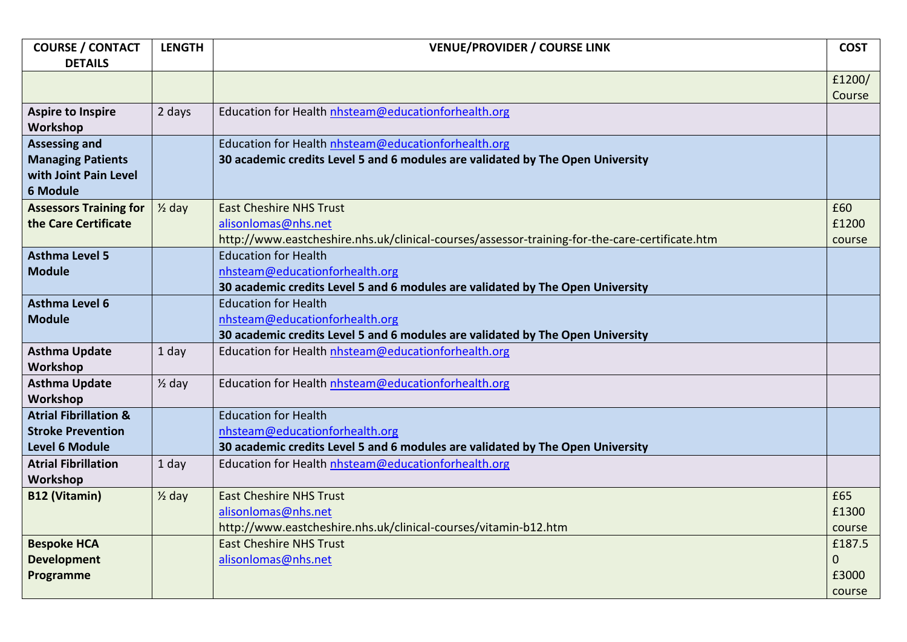| COURSE / CONTACT DETAILS | LENGTH | VENUE/PROVIDER / COURSE LINK | COST |
|---|---|---|---|
| | | | £1200/ Course |
| **Aspire to Inspire Workshop** | 2 days | Education for Health nhsteam@educationforhealth.org | |
| **Assessing and Managing Patients with Joint Pain Level 6 Module** | | Education for Health nhsteam@educationforhealth.org<br>**30 academic credits Level 5 and 6 modules are validated by The Open University** | |
| **Assessors Training for the Care Certificate** | ½ day | East Cheshire NHS Trust<br>alisonlomas@nhs.net<br>http://www.eastcheshire.nhs.uk/clinical-courses/assessor-training-for-the-care-certificate.htm | £60<br>£1200 course |
| **Asthma Level 5 Module** | | Education for Health<br>nhsteam@educationforhealth.org<br>**30 academic credits Level 5 and 6 modules are validated by The Open University** | |
| **Asthma Level 6 Module** | | Education for Health<br>nhsteam@educationforhealth.org<br>**30 academic credits Level 5 and 6 modules are validated by The Open University** | |
| **Asthma Update Workshop** | 1 day | Education for Health nhsteam@educationforhealth.org | |
| **Asthma Update Workshop** | ½ day | Education for Health nhsteam@educationforhealth.org | |
| **Atrial Fibrillation & Stroke Prevention Level 6 Module** | | Education for Health<br>nhsteam@educationforhealth.org<br>**30 academic credits Level 5 and 6 modules are validated by The Open University** | |
| **Atrial Fibrillation Workshop** | 1 day | Education for Health nhsteam@educationforhealth.org | |
| **B12 (Vitamin)** | ½ day | East Cheshire NHS Trust<br>alisonlomas@nhs.net<br>http://www.eastcheshire.nhs.uk/clinical-courses/vitamin-b12.htm | £65<br>£1300 course |
| **Bespoke HCA Development Programme** | | East Cheshire NHS Trust<br>alisonlomas@nhs.net | £187.50<br>£3000 course |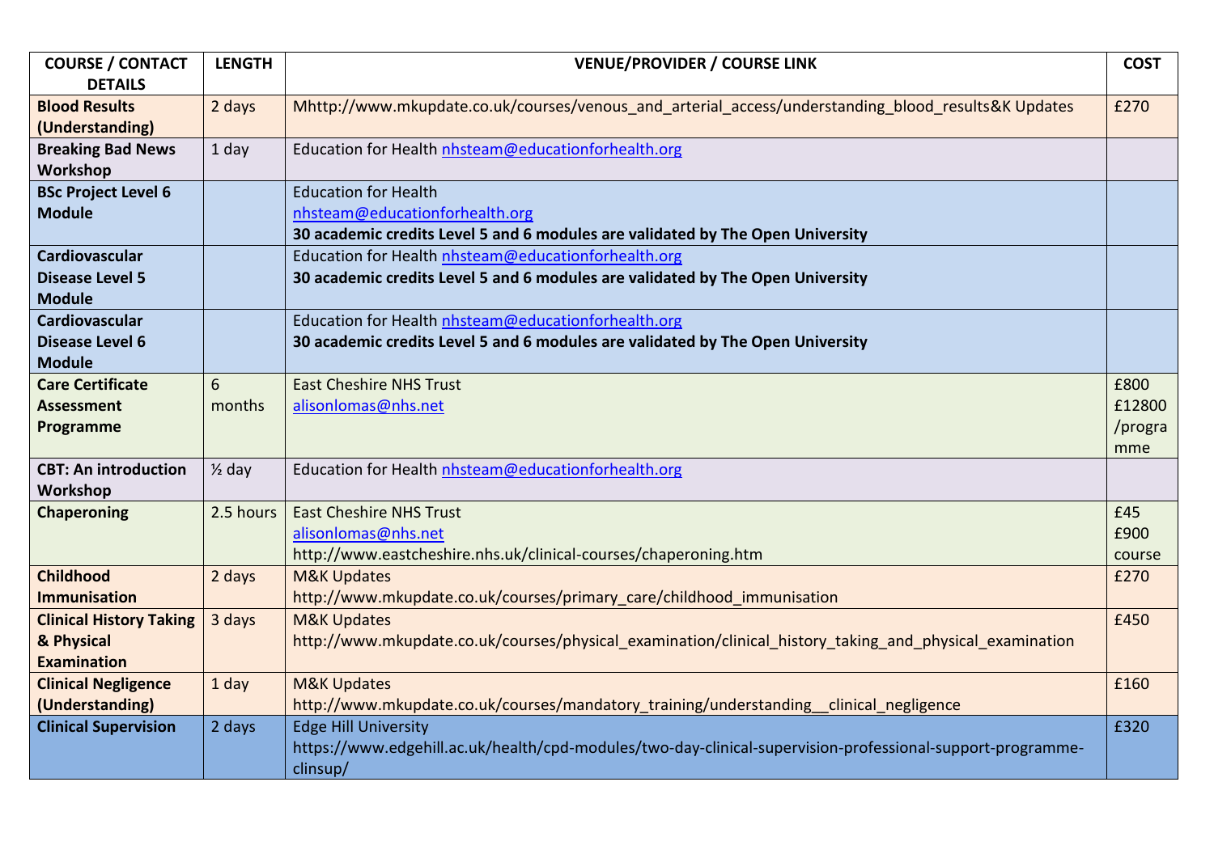| COURSE / CONTACT DETAILS | LENGTH | VENUE/PROVIDER / COURSE LINK | COST |
| --- | --- | --- | --- |
| **Blood Results (Understanding)** | 2 days | Mhttp://www.mkupdate.co.uk/courses/venous_and_arterial_access/understanding_blood_results&K Updates | £270 |
| **Breaking Bad News Workshop** | 1 day | Education for Health nhsteam@educationforhealth.org | |
| **BSc Project Level 6 Module** | | Education for Health nhsteam@educationforhealth.org **30 academic credits Level 5 and 6 modules are validated by The Open University** | |
| **Cardiovascular Disease Level 5 Module** | | Education for Health nhsteam@educationforhealth.org **30 academic credits Level 5 and 6 modules are validated by The Open University** | |
| **Cardiovascular Disease Level 6 Module** | | Education for Health nhsteam@educationforhealth.org **30 academic credits Level 5 and 6 modules are validated by The Open University** | |
| **Care Certificate Assessment Programme** | 6 months | East Cheshire NHS Trust alisonlomas@nhs.net | £800 £12800 /programme |
| **CBT: An introduction Workshop** | ½ day | Education for Health nhsteam@educationforhealth.org | |
| **Chaperoning** | 2.5 hours | East Cheshire NHS Trust alisonlomas@nhs.net http://www.eastcheshire.nhs.uk/clinical-courses/chaperoning.htm | £45 £900 course |
| **Childhood Immunisation** | 2 days | M&K Updates http://www.mkupdate.co.uk/courses/primary_care/childhood_immunisation | £270 |
| **Clinical History Taking & Physical Examination** | 3 days | M&K Updates http://www.mkupdate.co.uk/courses/physical_examination/clinical_history_taking_and_physical_examination | £450 |
| **Clinical Negligence (Understanding)** | 1 day | M&K Updates http://www.mkupdate.co.uk/courses/mandatory_training/understanding__clinical_negligence | £160 |
| **Clinical Supervision** | 2 days | Edge Hill University https://www.edgehill.ac.uk/health/cpd-modules/two-day-clinical-supervision-professional-support-programme-clinsup/ | £320 |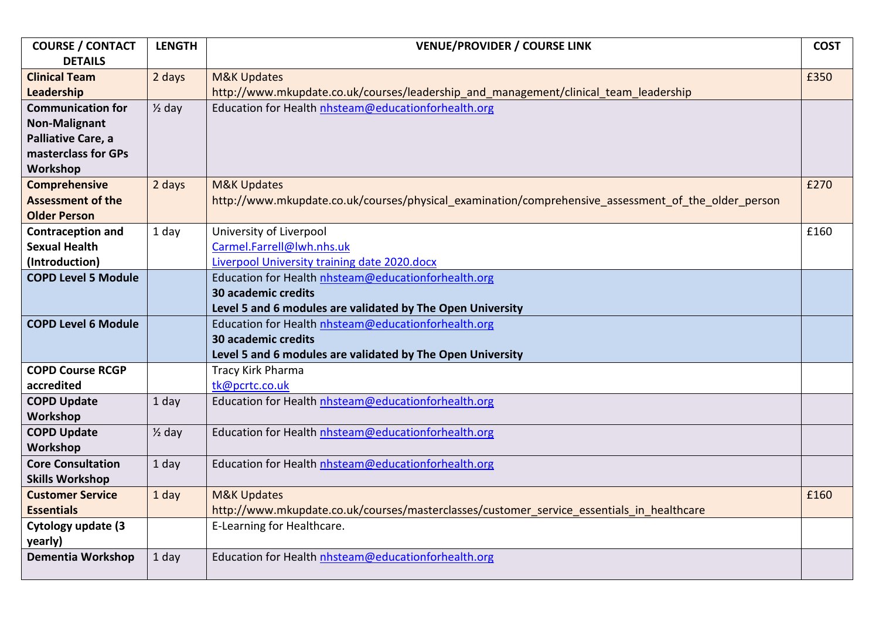| COURSE / CONTACT DETAILS | LENGTH | VENUE/PROVIDER / COURSE LINK | COST |
| --- | --- | --- | --- |
| **Clinical Team Leadership** | 2 days | M&K Updates<br>http://www.mkupdate.co.uk/courses/leadership_and_management/clinical_team_leadership | £350 |
| **Communication for Non-Malignant Palliative Care, a masterclass for GPs Workshop** | ½ day | Education for Health nhsteam@educationforhealth.org | |
| **Comprehensive Assessment of the Older Person** | 2 days | M&K Updates<br>http://www.mkupdate.co.uk/courses/physical_examination/comprehensive_assessment_of_the_older_person | £270 |
| **Contraception and Sexual Health (Introduction)** | 1 day | University of Liverpool<br>Carmel.Farrell@lwh.nhs.uk<br>Liverpool University training date 2020.docx | £160 |
| **COPD Level 5 Module** | | Education for Health nhsteam@educationforhealth.org<br>**30 academic credits**<br>**Level 5 and 6 modules are validated by The Open University** | |
| **COPD Level 6 Module** | | Education for Health nhsteam@educationforhealth.org<br>**30 academic credits**<br>**Level 5 and 6 modules are validated by The Open University** | |
| **COPD Course RCGP accredited** | | Tracy Kirk Pharma<br>tk@pcrtc.co.uk | |
| **COPD Update Workshop** | 1 day | Education for Health nhsteam@educationforhealth.org | |
| **COPD Update Workshop** | ½ day | Education for Health nhsteam@educationforhealth.org | |
| **Core Consultation Skills Workshop** | 1 day | Education for Health nhsteam@educationforhealth.org | |
| **Customer Service Essentials** | 1 day | M&K Updates<br>http://www.mkupdate.co.uk/courses/masterclasses/customer_service_essentials_in_healthcare | £160 |
| **Cytology update (3 yearly)** | | E-Learning for Healthcare. | |
| **Dementia Workshop** | 1 day | Education for Health nhsteam@educationforhealth.org | |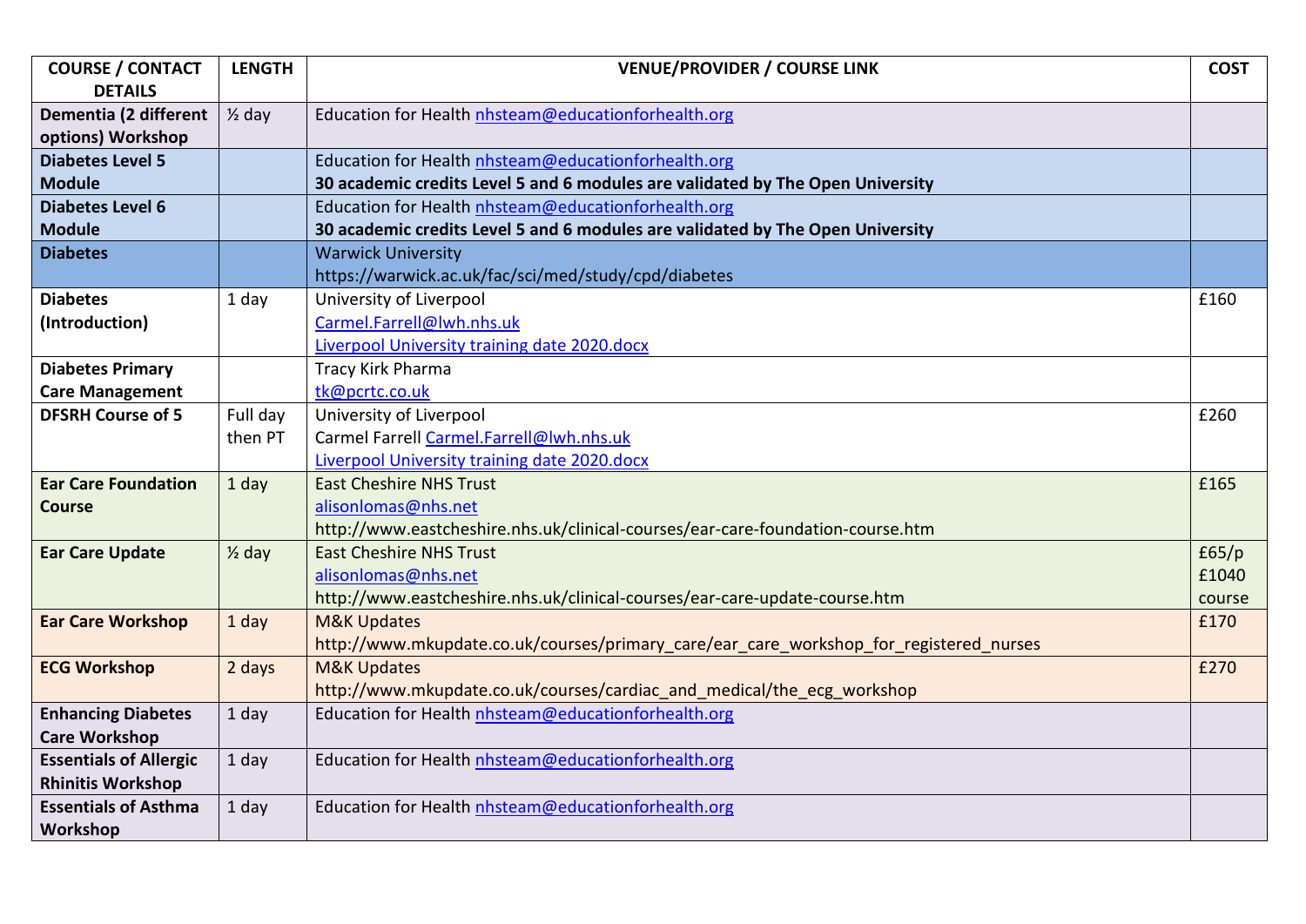| COURSE / CONTACT DETAILS | LENGTH | VENUE/PROVIDER / COURSE LINK | COST |
|---|---|---|---|
| **Dementia (2 different options) Workshop** | ½ day | Education for Health nhsteam@educationforhealth.org | |
| **Diabetes Level 5 Module** | | Education for Health nhsteam@educationforhealth.org<br>**30 academic credits Level 5 and 6 modules are validated by The Open University** | |
| **Diabetes Level 6 Module** | | Education for Health nhsteam@educationforhealth.org<br>**30 academic credits Level 5 and 6 modules are validated by The Open University** | |
| **Diabetes** | | Warwick University<br>https://warwick.ac.uk/fac/sci/med/study/cpd/diabetes | |
| **Diabetes (Introduction)** | 1 day | University of Liverpool<br>Carmel.Farrell@lwh.nhs.uk<br>Liverpool University training date 2020.docx | £160 |
| **Diabetes Primary Care Management** | | Tracy Kirk Pharma<br>tk@pcrtc.co.uk | |
| **DFSRH Course of 5** | Full day then PT | University of Liverpool<br>Carmel Farrell Carmel.Farrell@lwh.nhs.uk<br>Liverpool University training date 2020.docx | £260 |
| **Ear Care Foundation Course** | 1 day | East Cheshire NHS Trust<br>alisonlomas@nhs.net<br>http://www.eastcheshire.nhs.uk/clinical-courses/ear-care-foundation-course.htm | £165 |
| **Ear Care Update** | ½ day | East Cheshire NHS Trust<br>alisonlomas@nhs.net<br>http://www.eastcheshire.nhs.uk/clinical-courses/ear-care-update-course.htm | £65/p<br>£1040 course |
| **Ear Care Workshop** | 1 day | M&K Updates<br>http://www.mkupdate.co.uk/courses/primary_care/ear_care_workshop_for_registered_nurses | £170 |
| **ECG Workshop** | 2 days | M&K Updates<br>http://www.mkupdate.co.uk/courses/cardiac_and_medical/the_ecg_workshop | £270 |
| **Enhancing Diabetes Care Workshop** | 1 day | Education for Health nhsteam@educationforhealth.org | |
| **Essentials of Allergic Rhinitis Workshop** | 1 day | Education for Health nhsteam@educationforhealth.org | |
| **Essentials of Asthma Workshop** | 1 day | Education for Health nhsteam@educationforhealth.org | |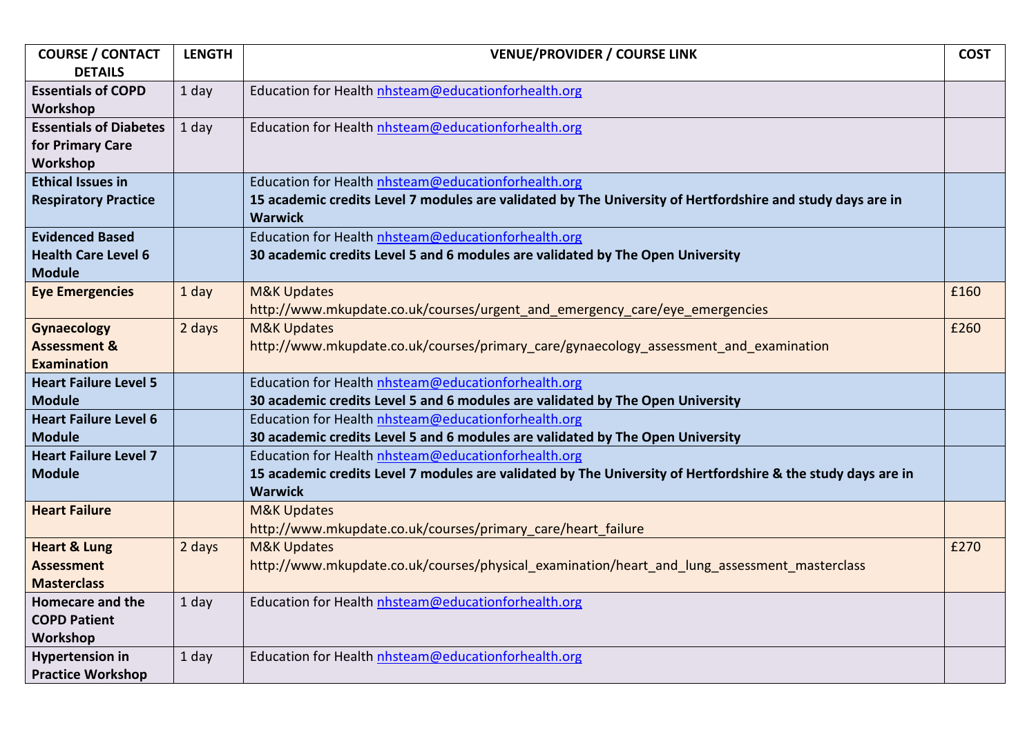| COURSE / CONTACT DETAILS | LENGTH | VENUE/PROVIDER / COURSE LINK | COST |
|---|---|---|---|
| **Essentials of COPD Workshop** | 1 day | Education for Health nhsteam@educationforhealth.org | |
| **Essentials of Diabetes for Primary Care Workshop** | 1 day | Education for Health nhsteam@educationforhealth.org | |
| **Ethical Issues in Respiratory Practice** | | Education for Health nhsteam@educationforhealth.org **15 academic credits Level 7 modules are validated by The University of Hertfordshire and study days are in Warwick** | |
| **Evidenced Based Health Care Level 6 Module** | | Education for Health nhsteam@educationforhealth.org **30 academic credits Level 5 and 6 modules are validated by The Open University** | |
| **Eye Emergencies** | 1 day | M&K Updates http://www.mkupdate.co.uk/courses/urgent_and_emergency_care/eye_emergencies | £160 |
| **Gynaecology Assessment & Examination** | 2 days | M&K Updates http://www.mkupdate.co.uk/courses/primary_care/gynaecology_assessment_and_examination | £260 |
| **Heart Failure Level 5 Module** | | Education for Health nhsteam@educationforhealth.org **30 academic credits Level 5 and 6 modules are validated by The Open University** | |
| **Heart Failure Level 6 Module** | | Education for Health nhsteam@educationforhealth.org **30 academic credits Level 5 and 6 modules are validated by The Open University** | |
| **Heart Failure Level 7 Module** | | Education for Health nhsteam@educationforhealth.org **15 academic credits Level 7 modules are validated by The University of Hertfordshire & the study days are in Warwick** | |
| **Heart Failure** | | M&K Updates http://www.mkupdate.co.uk/courses/primary_care/heart_failure | |
| **Heart & Lung Assessment Masterclass** | 2 days | M&K Updates http://www.mkupdate.co.uk/courses/physical_examination/heart_and_lung_assessment_masterclass | £270 |
| **Homecare and the COPD Patient Workshop** | 1 day | Education for Health nhsteam@educationforhealth.org | |
| **Hypertension in Practice Workshop** | 1 day | Education for Health nhsteam@educationforhealth.org | |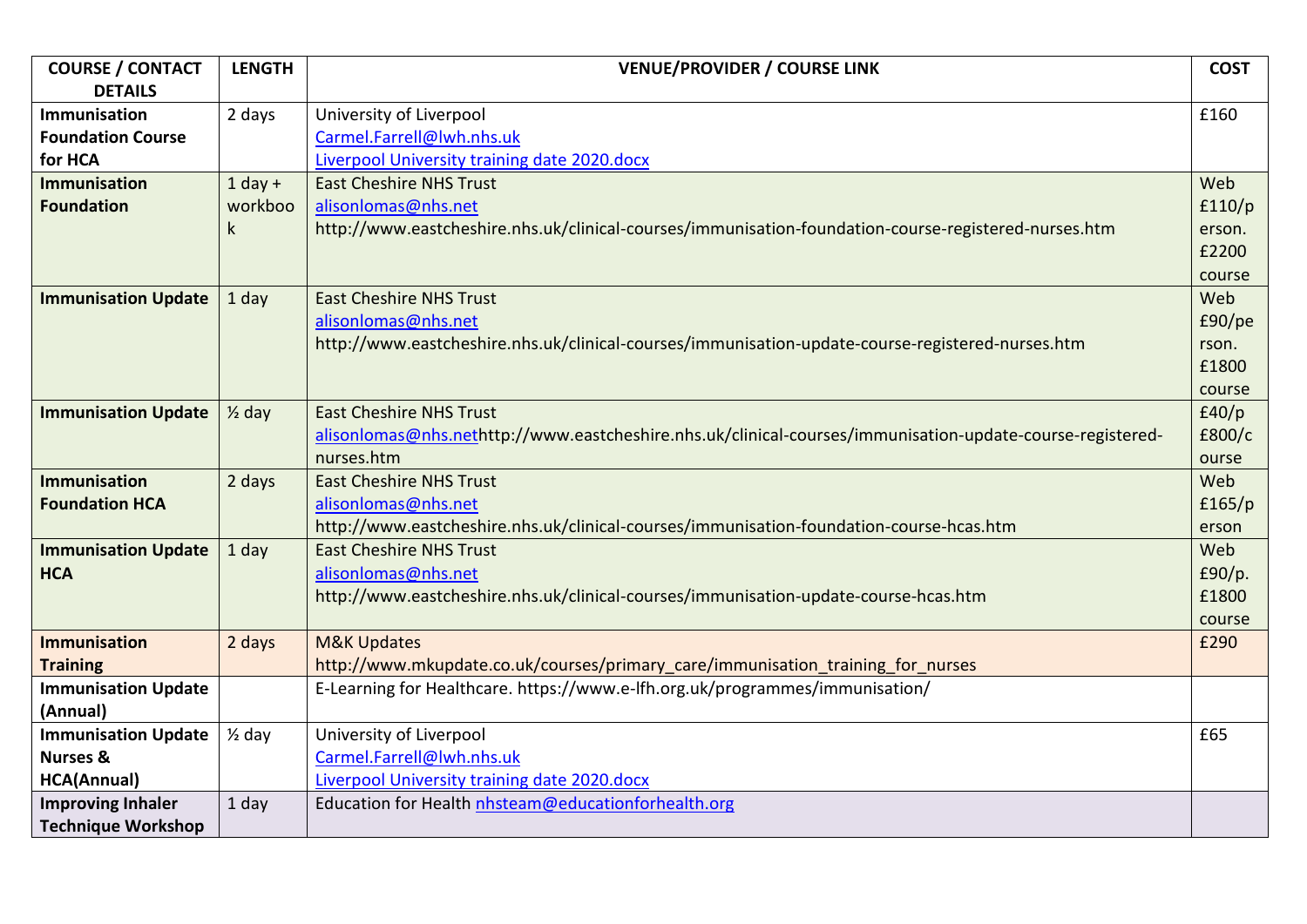| COURSE / CONTACT DETAILS | LENGTH | VENUE/PROVIDER / COURSE LINK | COST |
|---|---|---|---|
| **Immunisation Foundation Course for HCA** | 2 days | University of Liverpool<br>Carmel.Farrell@lwh.nhs.uk<br>Liverpool University training date 2020.docx | £160 |
| **Immunisation Foundation** | 1 day + workbook | East Cheshire NHS Trust<br>alisonlomas@nhs.net<br>http://www.eastcheshire.nhs.uk/clinical-courses/immunisation-foundation-course-registered-nurses.htm | Web £110/person. £2200 course |
| **Immunisation Update** | 1 day | East Cheshire NHS Trust<br>alisonlomas@nhs.net<br>http://www.eastcheshire.nhs.uk/clinical-courses/immunisation-update-course-registered-nurses.htm | Web £90/person. £1800 course |
| **Immunisation Update** | ½ day | East Cheshire NHS Trust<br>alisonlomas@nhs.nethttp://www.eastcheshire.nhs.uk/clinical-courses/immunisation-update-course-registered-nurses.htm | £40/p £800/course |
| **Immunisation Foundation HCA** | 2 days | East Cheshire NHS Trust<br>alisonlomas@nhs.net<br>http://www.eastcheshire.nhs.uk/clinical-courses/immunisation-foundation-course-hcas.htm | Web £165/person |
| **Immunisation Update HCA** | 1 day | East Cheshire NHS Trust<br>alisonlomas@nhs.net<br>http://www.eastcheshire.nhs.uk/clinical-courses/immunisation-update-course-hcas.htm | Web £90/p. £1800 course |
| **Immunisation Training** | 2 days | M&K Updates<br>http://www.mkupdate.co.uk/courses/primary_care/immunisation_training_for_nurses | £290 |
| **Immunisation Update (Annual)** | | E-Learning for Healthcare. https://www.e-lfh.org.uk/programmes/immunisation/ | |
| **Immunisation Update Nurses & HCA(Annual)** | ½ day | University of Liverpool<br>Carmel.Farrell@lwh.nhs.uk<br>Liverpool University training date 2020.docx | £65 |
| **Improving Inhaler Technique Workshop** | 1 day | Education for Health nhsteam@educationforhealth.org | |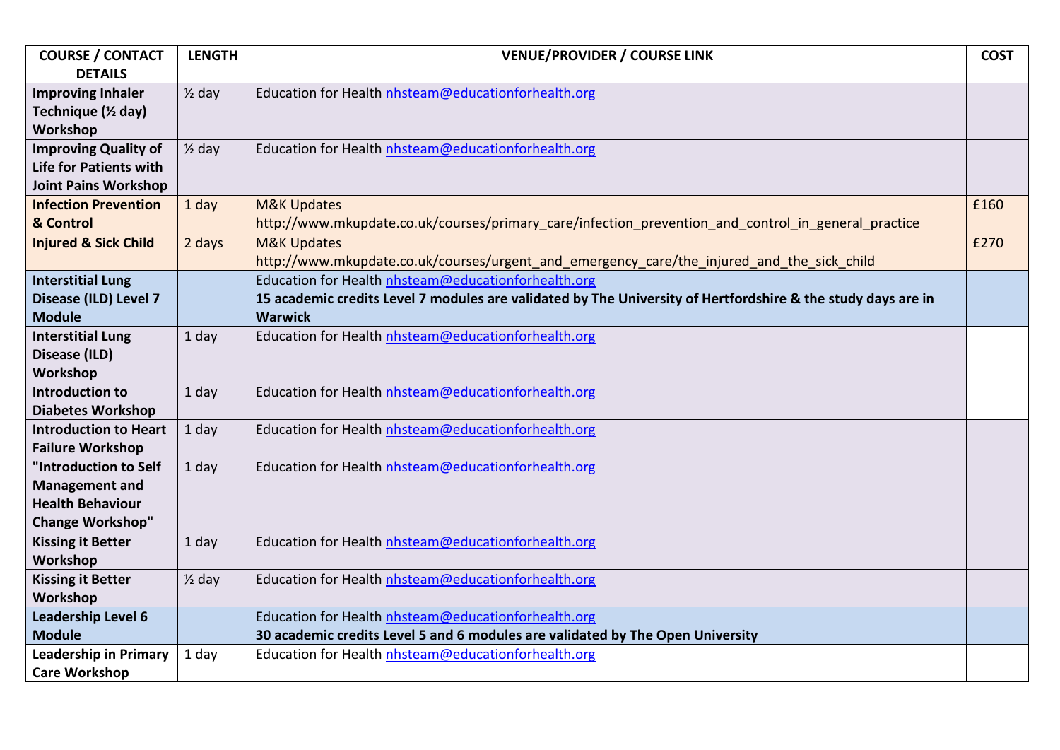| COURSE / CONTACT DETAILS | LENGTH | VENUE/PROVIDER / COURSE LINK | COST |
|---|---|---|---|
| **Improving Inhaler Technique (½ day) Workshop** | ½ day | Education for Health nhsteam@educationforhealth.org | |
| **Improving Quality of Life for Patients with Joint Pains Workshop** | ½ day | Education for Health nhsteam@educationforhealth.org | |
| **Infection Prevention & Control** | 1 day | M&K Updates http://www.mkupdate.co.uk/courses/primary_care/infection_prevention_and_control_in_general_practice | £160 |
| **Injured & Sick Child** | 2 days | M&K Updates http://www.mkupdate.co.uk/courses/urgent_and_emergency_care/the_injured_and_the_sick_child | £270 |
| **Interstitial Lung Disease (ILD) Level 7 Module** | | Education for Health nhsteam@educationforhealth.org **15 academic credits Level 7 modules are validated by The University of Hertfordshire & the study days are in Warwick** | |
| **Interstitial Lung Disease (ILD) Workshop** | 1 day | Education for Health nhsteam@educationforhealth.org | |
| **Introduction to Diabetes Workshop** | 1 day | Education for Health nhsteam@educationforhealth.org | |
| **Introduction to Heart Failure Workshop** | 1 day | Education for Health nhsteam@educationforhealth.org | |
| **"Introduction to Self Management and Health Behaviour Change Workshop"** | 1 day | Education for Health nhsteam@educationforhealth.org | |
| **Kissing it Better Workshop** | 1 day | Education for Health nhsteam@educationforhealth.org | |
| **Kissing it Better Workshop** | ½ day | Education for Health nhsteam@educationforhealth.org | |
| **Leadership Level 6 Module** | | Education for Health nhsteam@educationforhealth.org **30 academic credits Level 5 and 6 modules are validated by The Open University** | |
| **Leadership in Primary Care Workshop** | 1 day | Education for Health nhsteam@educationforhealth.org | |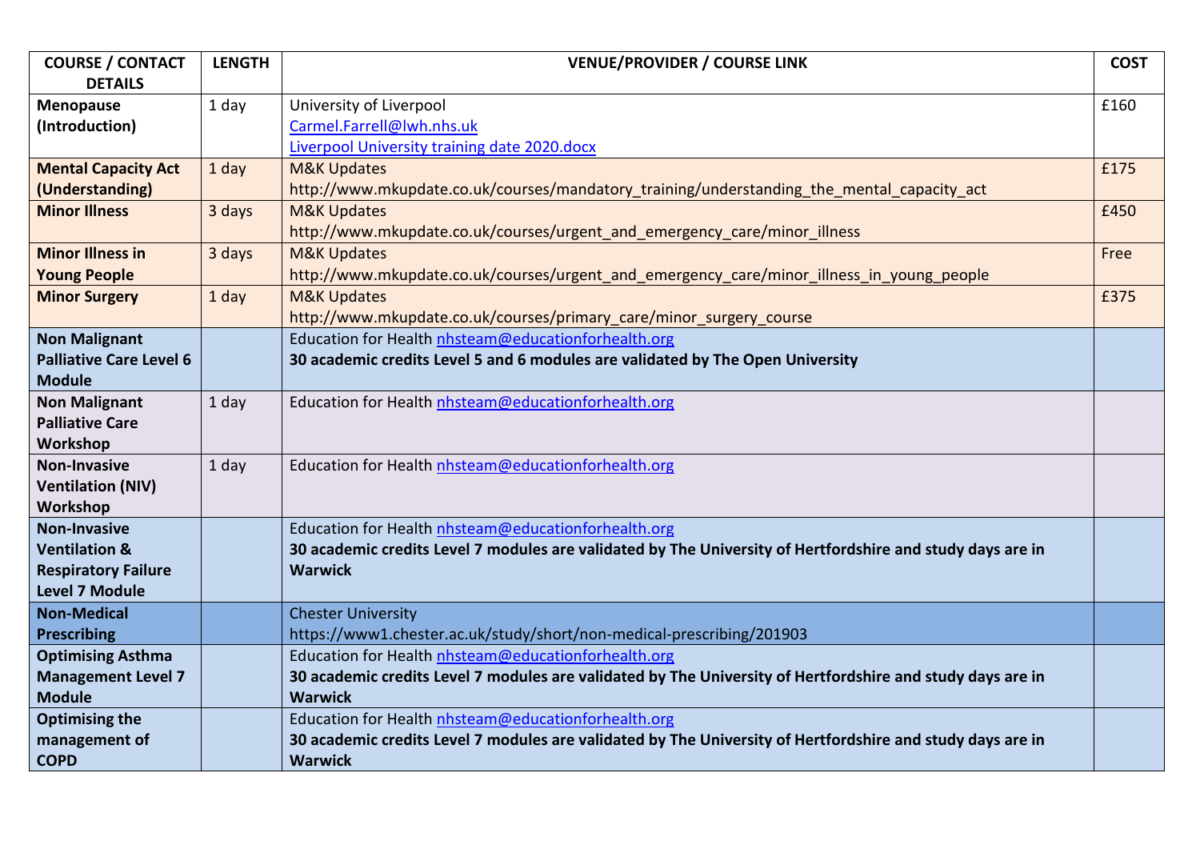| COURSE / CONTACT DETAILS | LENGTH | VENUE/PROVIDER / COURSE LINK | COST |
|---|---|---|---|
| **Menopause (Introduction)** | 1 day | University of Liverpool<br>Carmel.Farrell@lwh.nhs.uk<br>Liverpool University training date 2020.docx | £160 |
| **Mental Capacity Act (Understanding)** | 1 day | M&K Updates<br>http://www.mkupdate.co.uk/courses/mandatory_training/understanding_the_mental_capacity_act | £175 |
| **Minor Illness** | 3 days | M&K Updates<br>http://www.mkupdate.co.uk/courses/urgent_and_emergency_care/minor_illness | £450 |
| **Minor Illness in Young People** | 3 days | M&K Updates<br>http://www.mkupdate.co.uk/courses/urgent_and_emergency_care/minor_illness_in_young_people | Free |
| **Minor Surgery** | 1 day | M&K Updates<br>http://www.mkupdate.co.uk/courses/primary_care/minor_surgery_course | £375 |
| **Non Malignant Palliative Care Level 6 Module** | | Education for Health nhsteam@educationforhealth.org<br>**30 academic credits Level 5 and 6 modules are validated by The Open University** | |
| **Non Malignant Palliative Care Workshop** | 1 day | Education for Health nhsteam@educationforhealth.org | |
| **Non-Invasive Ventilation (NIV) Workshop** | 1 day | Education for Health nhsteam@educationforhealth.org | |
| **Non-Invasive Ventilation & Respiratory Failure Level 7 Module** | | Education for Health nhsteam@educationforhealth.org<br>**30 academic credits Level 7 modules are validated by The University of Hertfordshire and study days are in Warwick** | |
| **Non-Medical Prescribing** | | Chester University<br>https://www1.chester.ac.uk/study/short/non-medical-prescribing/201903 | |
| **Optimising Asthma Management Level 7 Module** | | Education for Health nhsteam@educationforhealth.org<br>**30 academic credits Level 7 modules are validated by The University of Hertfordshire and study days are in Warwick** | |
| **Optimising the management of COPD** | | Education for Health nhsteam@educationforhealth.org<br>**30 academic credits Level 7 modules are validated by The University of Hertfordshire and study days are in Warwick** | |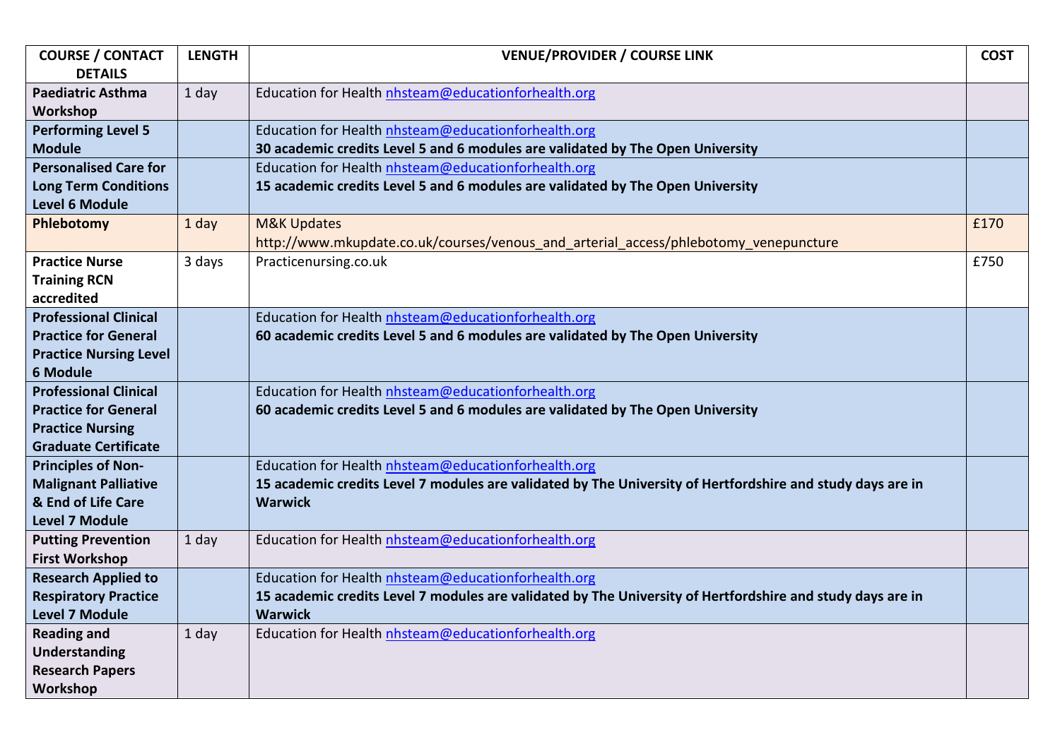| COURSE / CONTACT DETAILS | LENGTH | VENUE/PROVIDER / COURSE LINK | COST |
|---|---|---|---|
| **Paediatric Asthma Workshop** | 1 day | Education for Health nhsteam@educationforhealth.org | |
| **Performing Level 5 Module** | | Education for Health nhsteam@educationforhealth.org **30 academic credits Level 5 and 6 modules are validated by The Open University** | |
| **Personalised Care for Long Term Conditions Level 6 Module** | | Education for Health nhsteam@educationforhealth.org **15 academic credits Level 5 and 6 modules are validated by The Open University** | |
| **Phlebotomy** | 1 day | M&K Updates http://www.mkupdate.co.uk/courses/venous_and_arterial_access/phlebotomy_venepuncture | £170 |
| **Practice Nurse Training RCN accredited** | 3 days | Practicenursing.co.uk | £750 |
| **Professional Clinical Practice for General Practice Nursing Level 6 Module** | | Education for Health nhsteam@educationforhealth.org **60 academic credits Level 5 and 6 modules are validated by The Open University** | |
| **Professional Clinical Practice for General Practice Nursing Graduate Certificate** | | Education for Health nhsteam@educationforhealth.org **60 academic credits Level 5 and 6 modules are validated by The Open University** | |
| **Principles of Non-Malignant Palliative & End of Life Care Level 7 Module** | | Education for Health nhsteam@educationforhealth.org **15 academic credits Level 7 modules are validated by The University of Hertfordshire and study days are in Warwick** | |
| **Putting Prevention First Workshop** | 1 day | Education for Health nhsteam@educationforhealth.org | |
| **Research Applied to Respiratory Practice Level 7 Module** | | Education for Health nhsteam@educationforhealth.org **15 academic credits Level 7 modules are validated by The University of Hertfordshire and study days are in Warwick** | |
| **Reading and Understanding Research Papers Workshop** | 1 day | Education for Health nhsteam@educationforhealth.org | |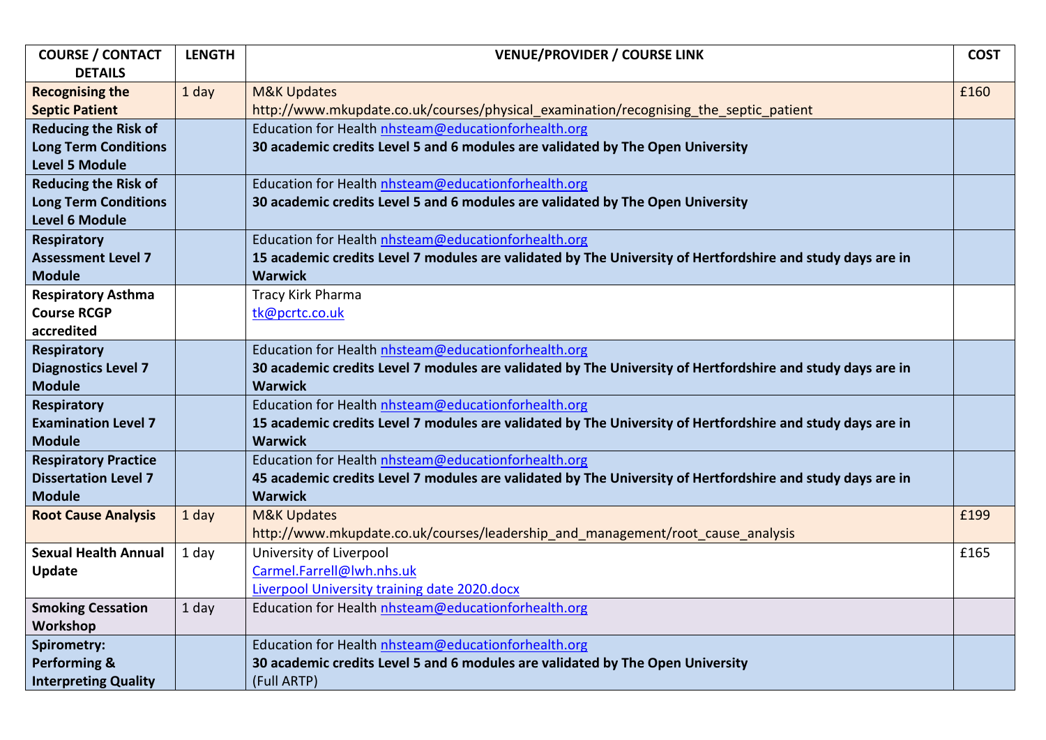| COURSE / CONTACT DETAILS | LENGTH | VENUE/PROVIDER / COURSE LINK | COST |
|---|---|---|---|
| **Recognising the Septic Patient** | 1 day | M&K Updates<br>http://www.mkupdate.co.uk/courses/physical_examination/recognising_the_septic_patient | £160 |
| **Reducing the Risk of Long Term Conditions Level 5 Module** | | Education for Health nhsteam@educationforhealth.org<br>**30 academic credits Level 5 and 6 modules are validated by The Open University** | |
| **Reducing the Risk of Long Term Conditions Level 6 Module** | | Education for Health nhsteam@educationforhealth.org<br>**30 academic credits Level 5 and 6 modules are validated by The Open University** | |
| **Respiratory Assessment Level 7 Module** | | Education for Health nhsteam@educationforhealth.org<br>**15 academic credits Level 7 modules are validated by The University of Hertfordshire and study days are in Warwick** | |
| **Respiratory Asthma Course RCGP accredited** | | Tracy Kirk Pharma<br>tk@pcrtc.co.uk | |
| **Respiratory Diagnostics Level 7 Module** | | Education for Health nhsteam@educationforhealth.org<br>**30 academic credits Level 7 modules are validated by The University of Hertfordshire and study days are in Warwick** | |
| **Respiratory Examination Level 7 Module** | | Education for Health nhsteam@educationforhealth.org<br>**15 academic credits Level 7 modules are validated by The University of Hertfordshire and study days are in Warwick** | |
| **Respiratory Practice Dissertation Level 7 Module** | | Education for Health nhsteam@educationforhealth.org<br>**45 academic credits Level 7 modules are validated by The University of Hertfordshire and study days are in Warwick** | |
| **Root Cause Analysis** | 1 day | M&K Updates<br>http://www.mkupdate.co.uk/courses/leadership_and_management/root_cause_analysis | £199 |
| **Sexual Health Annual Update** | 1 day | University of Liverpool<br>Carmel.Farrell@lwh.nhs.uk<br>Liverpool University training date 2020.docx | £165 |
| **Smoking Cessation Workshop** | 1 day | Education for Health nhsteam@educationforhealth.org | |
| **Spirometry: Performing & Interpreting Quality** | | Education for Health nhsteam@educationforhealth.org<br>**30 academic credits Level 5 and 6 modules are validated by The Open University**<br>(Full ARTP) | |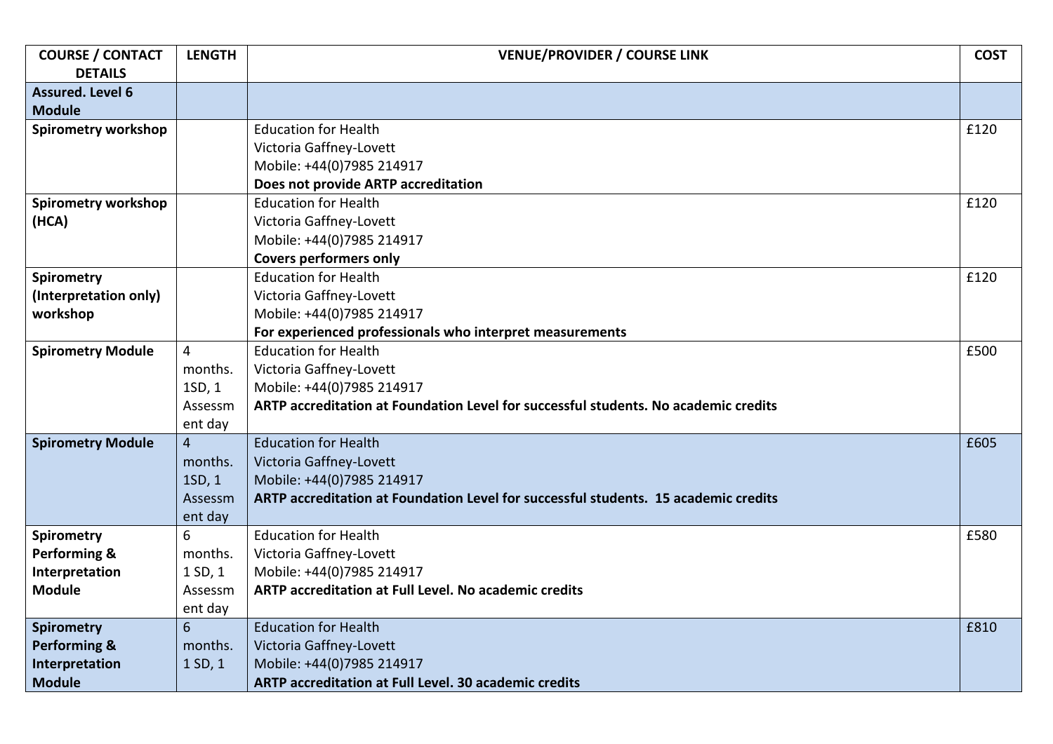| COURSE / CONTACT DETAILS | LENGTH | VENUE/PROVIDER / COURSE LINK | COST |
|---|---|---|---|
| **Assured. Level 6 Module** | | | |
| **Spirometry workshop** | | Education for Health<br>Victoria Gaffney-Lovett<br>Mobile: +44(0)7985 214917<br>**Does not provide ARTP accreditation** | £120 |
| **Spirometry workshop (HCA)** | | Education for Health<br>Victoria Gaffney-Lovett<br>Mobile: +44(0)7985 214917<br>**Covers performers only** | £120 |
| **Spirometry (Interpretation only) workshop** | | Education for Health<br>Victoria Gaffney-Lovett<br>Mobile: +44(0)7985 214917<br>**For experienced professionals who interpret measurements** | £120 |
| **Spirometry Module** | 4 months. 1SD, 1 Assessment day | Education for Health<br>Victoria Gaffney-Lovett<br>Mobile: +44(0)7985 214917<br>**ARTP accreditation at Foundation Level for successful students. No academic credits** | £500 |
| **Spirometry Module** | 4 months. 1SD, 1 Assessment day | Education for Health<br>Victoria Gaffney-Lovett<br>Mobile: +44(0)7985 214917<br>**ARTP accreditation at Foundation Level for successful students. 15 academic credits** | £605 |
| **Spirometry Performing & Interpretation Module** | 6 months. 1 SD, 1 Assessment day | Education for Health<br>Victoria Gaffney-Lovett<br>Mobile: +44(0)7985 214917<br>**ARTP accreditation at Full Level. No academic credits** | £580 |
| **Spirometry Performing & Interpretation Module** | 6 months. 1 SD, 1 | Education for Health<br>Victoria Gaffney-Lovett<br>Mobile: +44(0)7985 214917<br>**ARTP accreditation at Full Level. 30 academic credits** | £810 |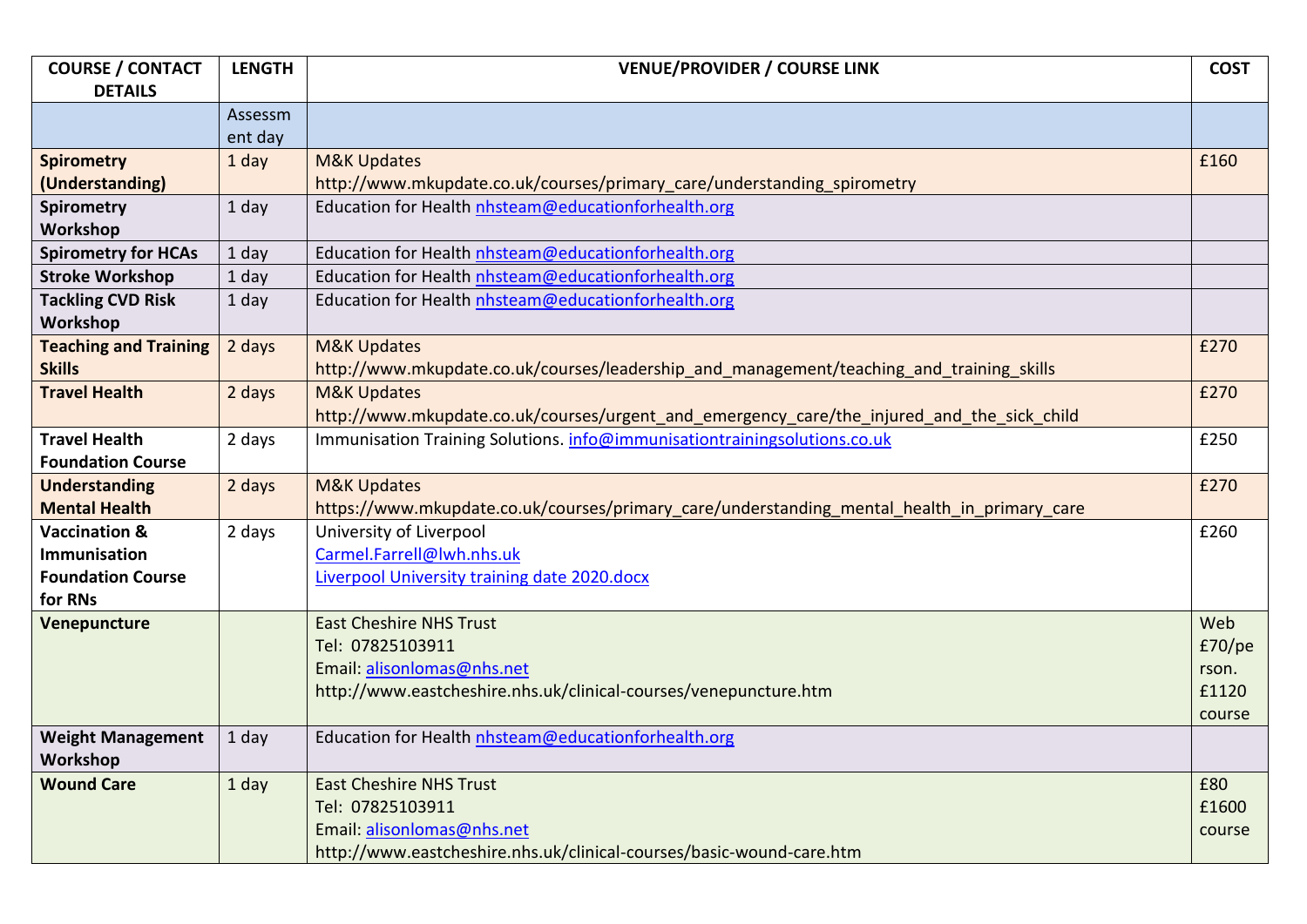| COURSE / CONTACT DETAILS | LENGTH | VENUE/PROVIDER / COURSE LINK | COST |
|---|---|---|---|
| | Assessment day | | |
| **Spirometry (Understanding)** | 1 day | M&K Updates http://www.mkupdate.co.uk/courses/primary_care/understanding_spirometry | £160 |
| **Spirometry Workshop** | 1 day | Education for Health nhsteam@educationforhealth.org | |
| **Spirometry for HCAs** | 1 day | Education for Health nhsteam@educationforhealth.org | |
| **Stroke Workshop** | 1 day | Education for Health nhsteam@educationforhealth.org | |
| **Tackling CVD Risk Workshop** | 1 day | Education for Health nhsteam@educationforhealth.org | |
| **Teaching and Training Skills** | 2 days | M&K Updates http://www.mkupdate.co.uk/courses/leadership_and_management/teaching_and_training_skills | £270 |
| **Travel Health** | 2 days | M&K Updates http://www.mkupdate.co.uk/courses/urgent_and_emergency_care/the_injured_and_the_sick_child | £270 |
| **Travel Health Foundation Course** | 2 days | Immunisation Training Solutions. info@immunisationtrainingsolutions.co.uk | £250 |
| **Understanding Mental Health** | 2 days | M&K Updates https://www.mkupdate.co.uk/courses/primary_care/understanding_mental_health_in_primary_care | £270 |
| **Vaccination & Immunisation Foundation Course for RNs** | 2 days | University of Liverpool Carmel.Farrell@lwh.nhs.uk Liverpool University training date 2020.docx | £260 |
| **Venepuncture** | | East Cheshire NHS Trust Tel: 07825103911 Email: alisonlomas@nhs.net http://www.eastcheshire.nhs.uk/clinical-courses/venepuncture.htm | Web £70/person. £1120 course |
| **Weight Management Workshop** | 1 day | Education for Health nhsteam@educationforhealth.org | |
| **Wound Care** | 1 day | East Cheshire NHS Trust Tel: 07825103911 Email: alisonlomas@nhs.net http://www.eastcheshire.nhs.uk/clinical-courses/basic-wound-care.htm | £80 £1600 course |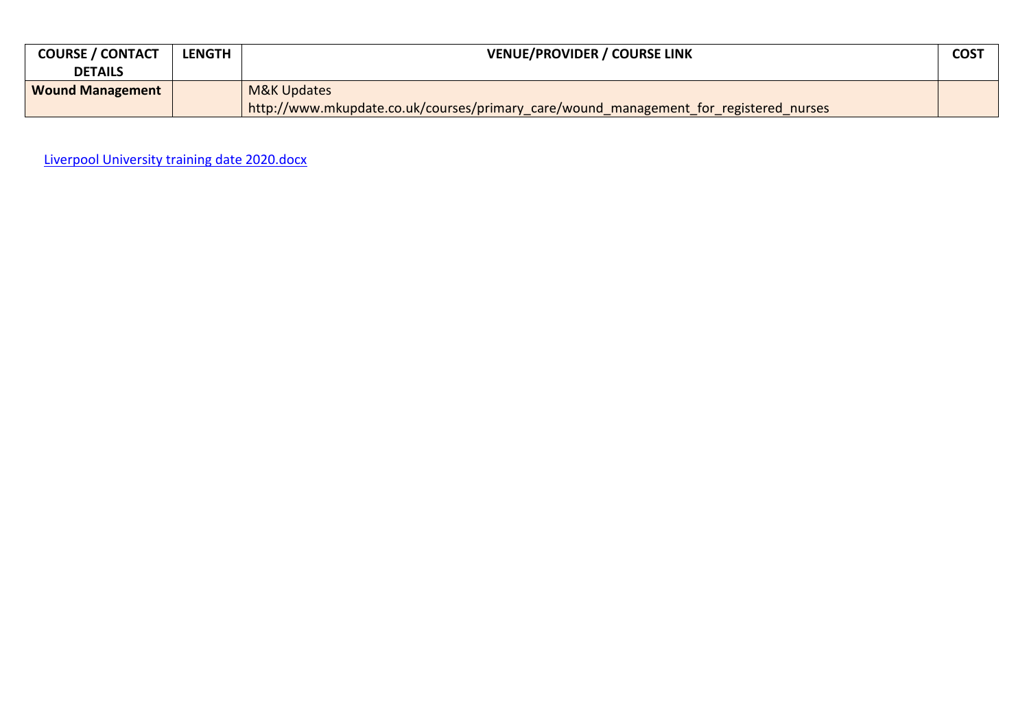| COURSE / CONTACT DETAILS | LENGTH | VENUE/PROVIDER / COURSE LINK | COST |
|---|---|---|---|
| **Wound Management** | | M&K Updates<br>http://www.mkupdate.co.uk/courses/primary_care/wound_management_for_registered_nurses | |

Liverpool University training date 2020.docx